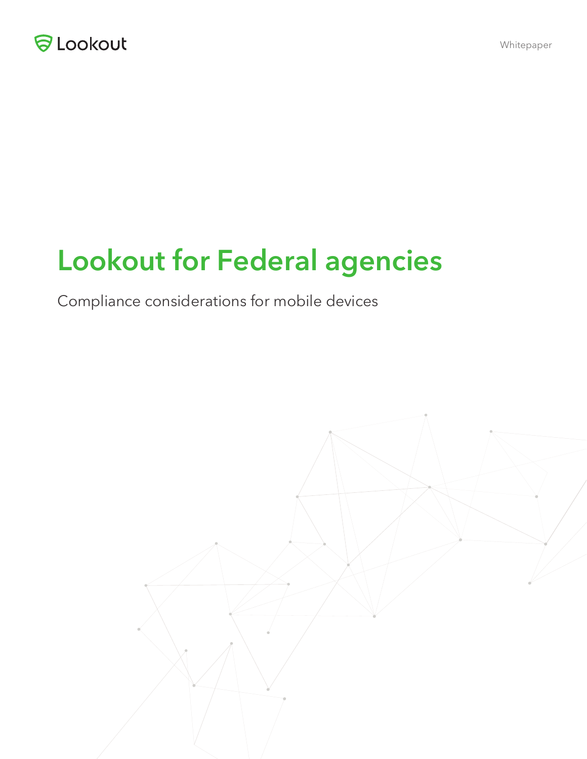Lookout

Whitepaper

# Lookout for Federal agencies

Compliance considerations for mobile devices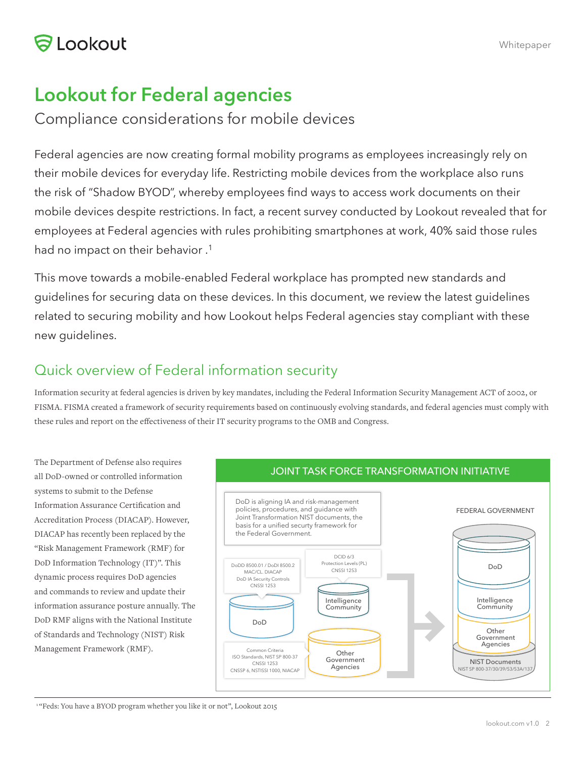# Lookout for Federal agencies

Compliance considerations for mobile devices

Federal agencies are now creating formal mobility programs as employees increasingly rely on their mobile devices for everyday life. Restricting mobile devices from the workplace also runs the risk of "Shadow BYOD", whereby employees find ways to access work documents on their mobile devices despite restrictions. In fact, a recent survey conducted by Lookout revealed that for employees at Federal agencies with rules prohibiting smartphones at work, 40% said those rules had no impact on their behavior .[1]

This move towards a mobile-enabled Federal workplace has prompted new standards and guidelines for securing data on these devices. In this document, we review the latest guidelines related to securing mobility and how Lookout helps Federal agencies stay compliant with these new guidelines.

## Quick overview of Federal information security

Information security at federal agencies is driven by key mandates, including the Federal Information Security Management ACT of 2002, or FISMA. FISMA created a framework of security requirements based on continuously evolving standards, and federal agencies must comply with these rules and report on the effectiveness of their IT security programs to the OMB and Congress.

The Department of Defense also requires all DoD-owned or controlled information systems to submit to the Defense Information Assurance Certification and Accreditation Process (DIACAP). However, DIACAP has recently been replaced by the "Risk Management Framework (RMF) for DoD Information Technology (IT)". This dynamic process requires DoD agencies and commands to review and update their information assurance posture annually. The DoD RMF aligns with the National Institute of Standards and Technology (NIST) Risk Management Framework (RMF).

**JOINT TASK FORCE TRANSFORMATION INITIATIVE**

DoD is aligning IA and risk-management policies, procedures, and guidance with Joint Transformation NIST documents, the basis for a unified security framework for the Federal Government.

- DoD: DoDD 8500.01 / DoDI 8500.2, MAC/CL. DIACAP, DoD IA Security Controls, CNSSI 1253
- Intelligence Community: DCID 6/3, Protection Levels (PL), CNSSI 1253
- Other Government Agencies: Common Criteria, ISO Standards, NIST SP 800-37, CNSSI 1253, CNSSP 6, NSTISSI 1000, NIACAP

FEDERAL GOVERNMENT: DoD, Intelligence Community, Other Government Agencies — NIST Documents (NIST SP 800-37/30/39/53/53A/137)

[1] "Feds: You have a BYOD program whether you like it or not", Lookout 2015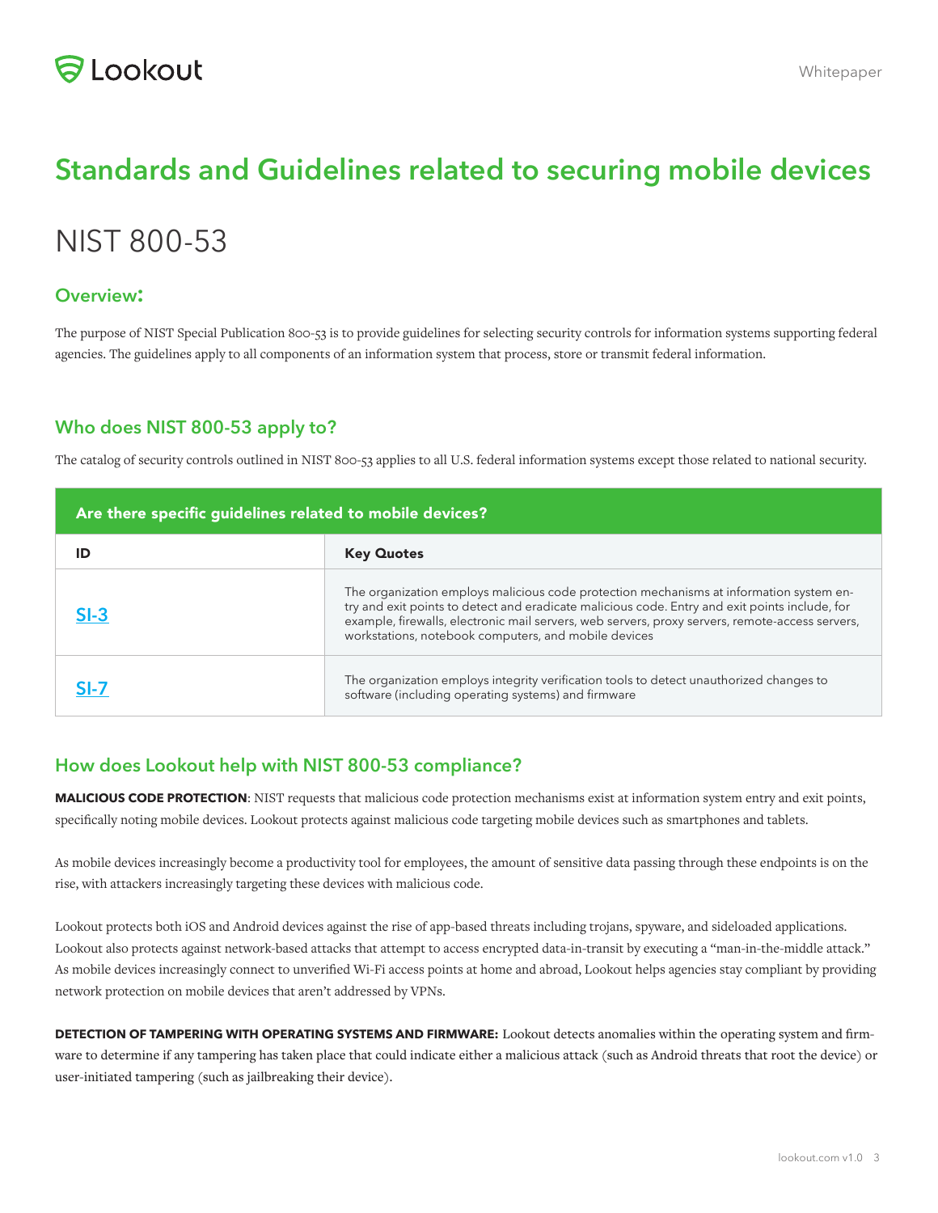Lookout

Whitepaper

# Standards and Guidelines related to securing mobile devices

## NIST 800-53

### Overview:

The purpose of NIST Special Publication 800-53 is to provide guidelines for selecting security controls for information systems supporting federal agencies. The guidelines apply to all components of an information system that process, store or transmit federal information.

### Who does NIST 800-53 apply to?

The catalog of security controls outlined in NIST 800-53 applies to all U.S. federal information systems except those related to national security.

| Are there specific guidelines related to mobile devices? | |
|---|---|
| **ID** | **Key Quotes** |
| **SI-3** | The organization employs malicious code protection mechanisms at information system entry and exit points to detect and eradicate malicious code. Entry and exit points include, for example, firewalls, electronic mail servers, web servers, proxy servers, remote-access servers, workstations, notebook computers, and mobile devices |
| **SI-7** | The organization employs integrity verification tools to detect unauthorized changes to software (including operating systems) and firmware |

### How does Lookout help with NIST 800-53 compliance?

**MALICIOUS CODE PROTECTION**: NIST requests that malicious code protection mechanisms exist at information system entry and exit points, specifically noting mobile devices. Lookout protects against malicious code targeting mobile devices such as smartphones and tablets.

As mobile devices increasingly become a productivity tool for employees, the amount of sensitive data passing through these endpoints is on the rise, with attackers increasingly targeting these devices with malicious code.

Lookout protects both iOS and Android devices against the rise of app-based threats including trojans, spyware, and sideloaded applications. Lookout also protects against network-based attacks that attempt to access encrypted data-in-transit by executing a "man-in-the-middle attack." As mobile devices increasingly connect to unverified Wi-Fi access points at home and abroad, Lookout helps agencies stay compliant by providing network protection on mobile devices that aren't addressed by VPNs.

**DETECTION OF TAMPERING WITH OPERATING SYSTEMS AND FIRMWARE:** Lookout detects anomalies within the operating system and firmware to determine if any tampering has taken place that could indicate either a malicious attack (such as Android threats that root the device) or user-initiated tampering (such as jailbreaking their device).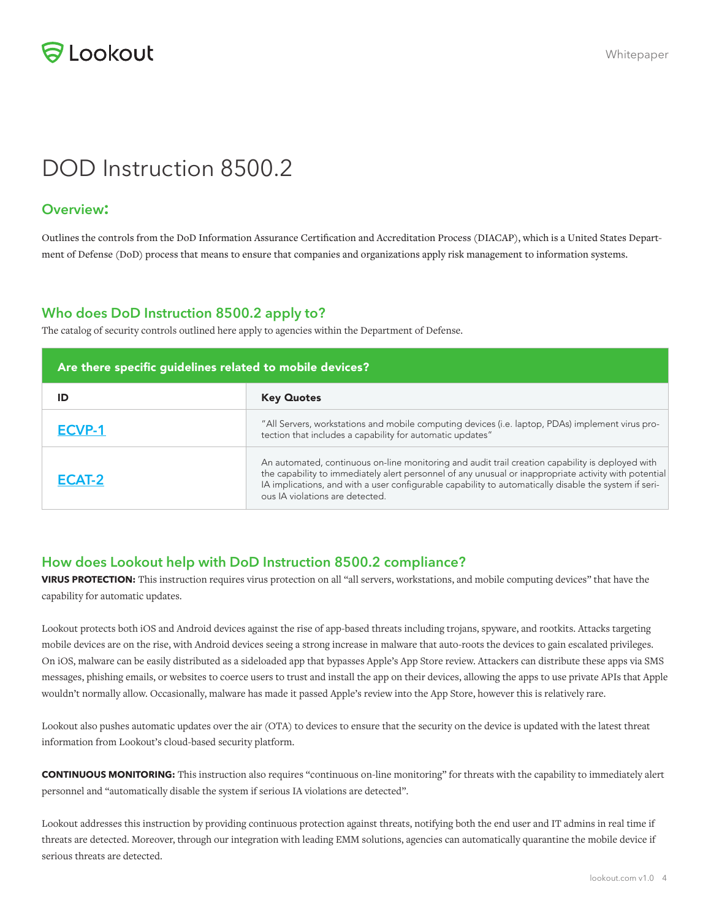# DOD Instruction 8500.2

## Overview:

Outlines the controls from the DoD Information Assurance Certification and Accreditation Process (DIACAP), which is a United States Department of Defense (DoD) process that means to ensure that companies and organizations apply risk management to information systems.

## Who does DoD Instruction 8500.2 apply to?

The catalog of security controls outlined here apply to agencies within the Department of Defense.

| Are there specific guidelines related to mobile devices? | |
|---|---|
| **ID** | **Key Quotes** |
| ECVP-1 | "All Servers, workstations and mobile computing devices (i.e. laptop, PDAs) implement virus protection that includes a capability for automatic updates" |
| ECAT-2 | An automated, continuous on-line monitoring and audit trail creation capability is deployed with the capability to immediately alert personnel of any unusual or inappropriate activity with potential IA implications, and with a user configurable capability to automatically disable the system if serious IA violations are detected. |

## How does Lookout help with DoD Instruction 8500.2 compliance?

**VIRUS PROTECTION:** This instruction requires virus protection on all "all servers, workstations, and mobile computing devices" that have the capability for automatic updates.

Lookout protects both iOS and Android devices against the rise of app-based threats including trojans, spyware, and rootkits. Attacks targeting mobile devices are on the rise, with Android devices seeing a strong increase in malware that auto-roots the devices to gain escalated privileges. On iOS, malware can be easily distributed as a sideloaded app that bypasses Apple's App Store review. Attackers can distribute these apps via SMS messages, phishing emails, or websites to coerce users to trust and install the app on their devices, allowing the apps to use private APIs that Apple wouldn't normally allow. Occasionally, malware has made it passed Apple's review into the App Store, however this is relatively rare.

Lookout also pushes automatic updates over the air (OTA) to devices to ensure that the security on the device is updated with the latest threat information from Lookout's cloud-based security platform.

**CONTINUOUS MONITORING:** This instruction also requires "continuous on-line monitoring" for threats with the capability to immediately alert personnel and "automatically disable the system if serious IA violations are detected".

Lookout addresses this instruction by providing continuous protection against threats, notifying both the end user and IT admins in real time if threats are detected. Moreover, through our integration with leading EMM solutions, agencies can automatically quarantine the mobile device if serious threats are detected.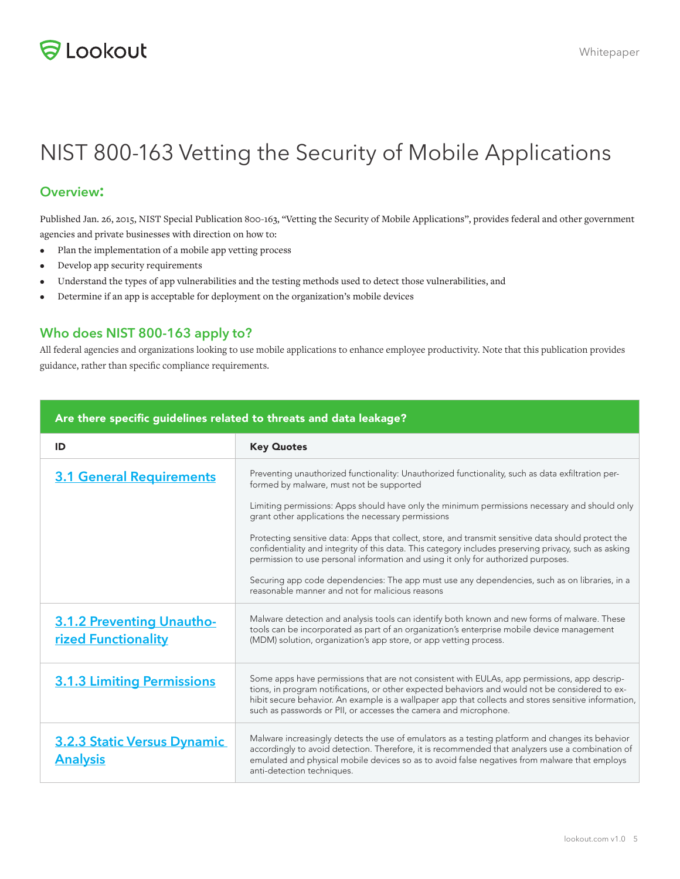# NIST 800-163 Vetting the Security of Mobile Applications

## Overview:

Published Jan. 26, 2015, NIST Special Publication 800-163, "Vetting the Security of Mobile Applications", provides federal and other government agencies and private businesses with direction on how to:

- Plan the implementation of a mobile app vetting process
- Develop app security requirements
- Understand the types of app vulnerabilities and the testing methods used to detect those vulnerabilities, and
- Determine if an app is acceptable for deployment on the organization's mobile devices

## Who does NIST 800-163 apply to?

All federal agencies and organizations looking to use mobile applications to enhance employee productivity. Note that this publication provides guidance, rather than specific compliance requirements.

| Are there specific guidelines related to threats and data leakage? | |
|---|---|
| **ID** | **Key Quotes** |
| 3.1 General Requirements | Preventing unauthorized functionality: Unauthorized functionality, such as data exfiltration performed by malware, must not be supported<br><br>Limiting permissions: Apps should have only the minimum permissions necessary and should only grant other applications the necessary permissions<br><br>Protecting sensitive data: Apps that collect, store, and transmit sensitive data should protect the confidentiality and integrity of this data. This category includes preserving privacy, such as asking permission to use personal information and using it only for authorized purposes.<br><br>Securing app code dependencies: The app must use any dependencies, such as on libraries, in a reasonable manner and not for malicious reasons |
| 3.1.2 Preventing Unauthorized Functionality | Malware detection and analysis tools can identify both known and new forms of malware. These tools can be incorporated as part of an organization's enterprise mobile device management (MDM) solution, organization's app store, or app vetting process. |
| 3.1.3 Limiting Permissions | Some apps have permissions that are not consistent with EULAs, app permissions, app descriptions, in program notifications, or other expected behaviors and would not be considered to exhibit secure behavior. An example is a wallpaper app that collects and stores sensitive information, such as passwords or PII, or accesses the camera and microphone. |
| 3.2.3 Static Versus Dynamic Analysis | Malware increasingly detects the use of emulators as a testing platform and changes its behavior accordingly to avoid detection. Therefore, it is recommended that analyzers use a combination of emulated and physical mobile devices so as to avoid false negatives from malware that employs anti-detection techniques. |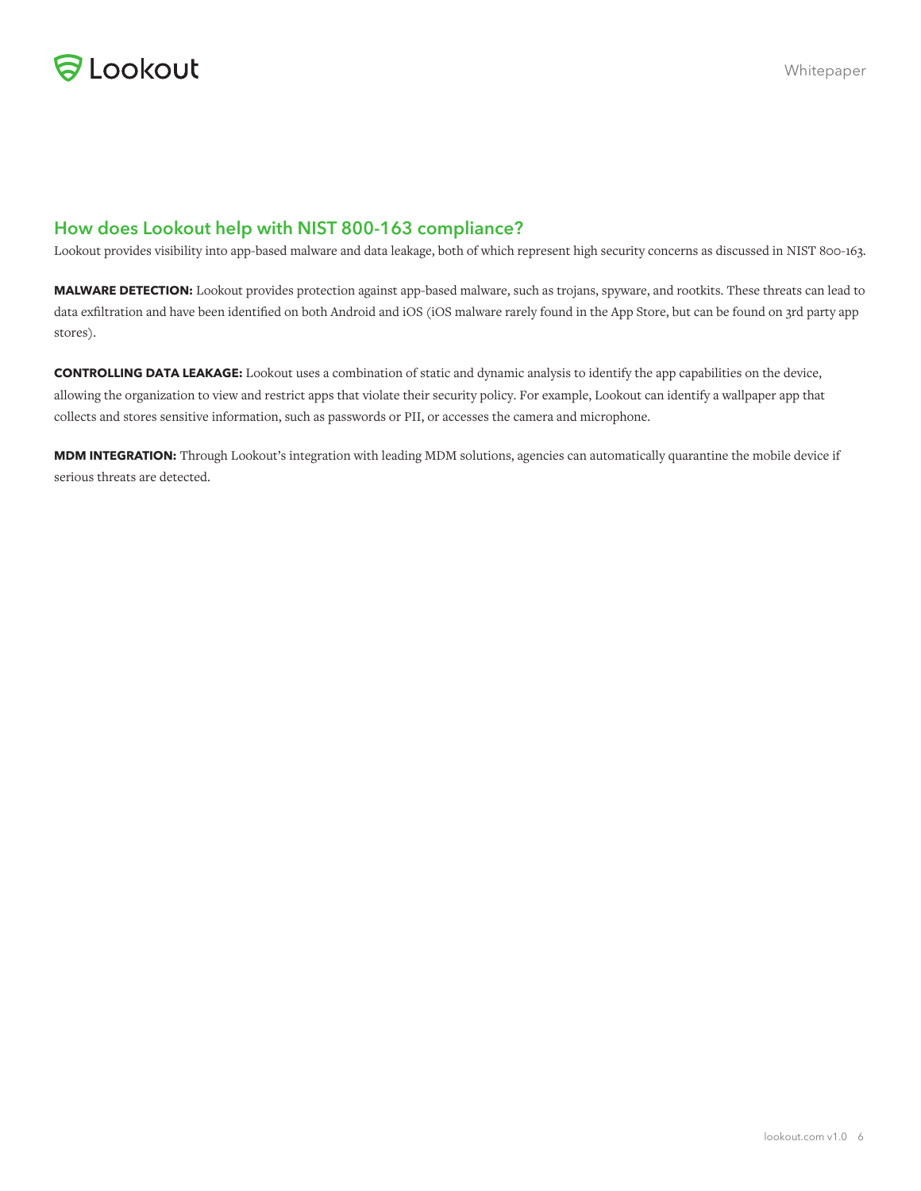## How does Lookout help with NIST 800-163 compliance?

Lookout provides visibility into app-based malware and data leakage, both of which represent high security concerns as discussed in NIST 800-163.

**MALWARE DETECTION:** Lookout provides protection against app-based malware, such as trojans, spyware, and rootkits. These threats can lead to data exfiltration and have been identified on both Android and iOS (iOS malware rarely found in the App Store, but can be found on 3rd party app stores).

**CONTROLLING DATA LEAKAGE:** Lookout uses a combination of static and dynamic analysis to identify the app capabilities on the device, allowing the organization to view and restrict apps that violate their security policy. For example, Lookout can identify a wallpaper app that collects and stores sensitive information, such as passwords or PII, or accesses the camera and microphone.

**MDM INTEGRATION:** Through Lookout's integration with leading MDM solutions, agencies can automatically quarantine the mobile device if serious threats are detected.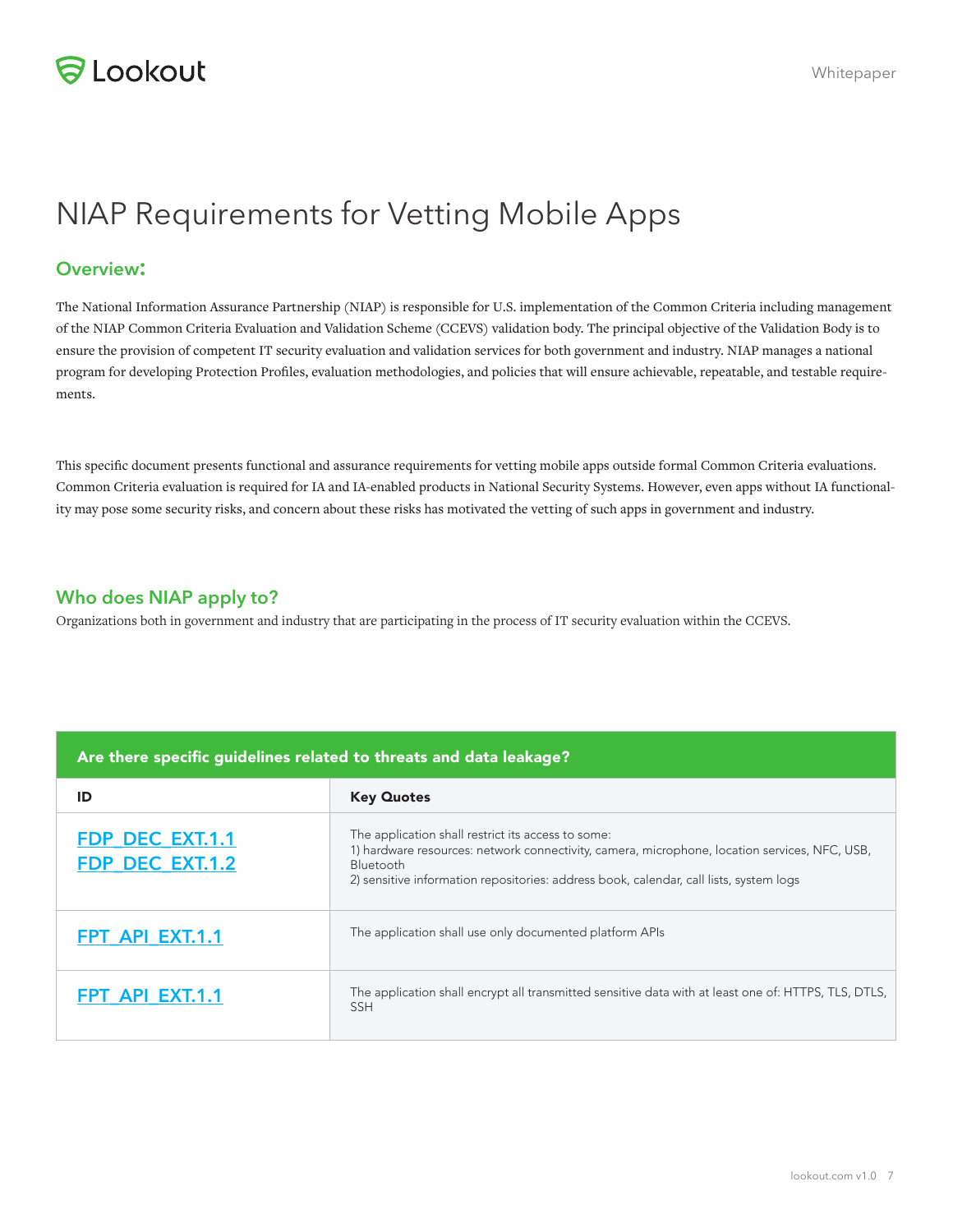# NIAP Requirements for Vetting Mobile Apps

## Overview:

The National Information Assurance Partnership (NIAP) is responsible for U.S. implementation of the Common Criteria including management of the NIAP Common Criteria Evaluation and Validation Scheme (CCEVS) validation body. The principal objective of the Validation Body is to ensure the provision of competent IT security evaluation and validation services for both government and industry. NIAP manages a national program for developing Protection Profiles, evaluation methodologies, and policies that will ensure achievable, repeatable, and testable requirements.

This specific document presents functional and assurance requirements for vetting mobile apps outside formal Common Criteria evaluations. Common Criteria evaluation is required for IA and IA-enabled products in National Security Systems. However, even apps without IA functionality may pose some security risks, and concern about these risks has motivated the vetting of such apps in government and industry.

## Who does NIAP apply to?

Organizations both in government and industry that are participating in the process of IT security evaluation within the CCEVS.

**Are there specific guidelines related to threats and data leakage?**

| ID | Key Quotes |
| --- | --- |
| FDP_DEC_EXT.1.1<br>FDP_DEC_EXT.1.2 | The application shall restrict its access to some:<br>1) hardware resources: network connectivity, camera, microphone, location services, NFC, USB, Bluetooth<br>2) sensitive information repositories: address book, calendar, call lists, system logs |
| FPT_API_EXT.1.1 | The application shall use only documented platform APIs |
| FPT_API_EXT.1.1 | The application shall encrypt all transmitted sensitive data with at least one of: HTTPS, TLS, DTLS, SSH |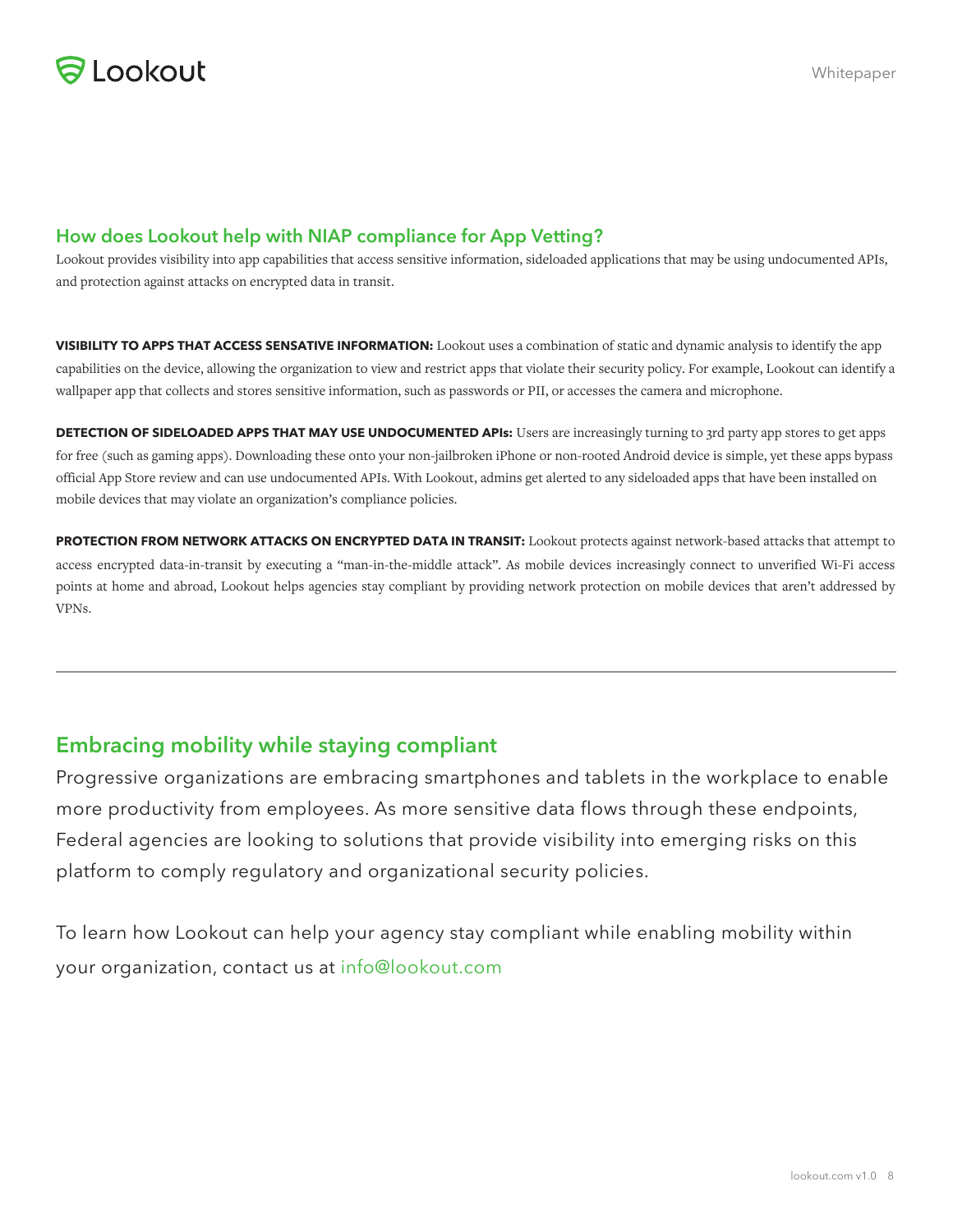## How does Lookout help with NIAP compliance for App Vetting?

Lookout provides visibility into app capabilities that access sensitive information, sideloaded applications that may be using undocumented APIs, and protection against attacks on encrypted data in transit.

**VISIBILITY TO APPS THAT ACCESS SENSATIVE INFORMATION:** Lookout uses a combination of static and dynamic analysis to identify the app capabilities on the device, allowing the organization to view and restrict apps that violate their security policy. For example, Lookout can identify a wallpaper app that collects and stores sensitive information, such as passwords or PII, or accesses the camera and microphone.

**DETECTION OF SIDELOADED APPS THAT MAY USE UNDOCUMENTED APIs:** Users are increasingly turning to 3rd party app stores to get apps for free (such as gaming apps). Downloading these onto your non-jailbroken iPhone or non-rooted Android device is simple, yet these apps bypass official App Store review and can use undocumented APIs. With Lookout, admins get alerted to any sideloaded apps that have been installed on mobile devices that may violate an organization's compliance policies.

**PROTECTION FROM NETWORK ATTACKS ON ENCRYPTED DATA IN TRANSIT:** Lookout protects against network-based attacks that attempt to access encrypted data-in-transit by executing a "man-in-the-middle attack". As mobile devices increasingly connect to unverified Wi-Fi access points at home and abroad, Lookout helps agencies stay compliant by providing network protection on mobile devices that aren't addressed by VPNs.

---

## Embracing mobility while staying compliant

Progressive organizations are embracing smartphones and tablets in the workplace to enable more productivity from employees. As more sensitive data flows through these endpoints, Federal agencies are looking to solutions that provide visibility into emerging risks on this platform to comply regulatory and organizational security policies.

To learn how Lookout can help your agency stay compliant while enabling mobility within your organization, contact us at info@lookout.com